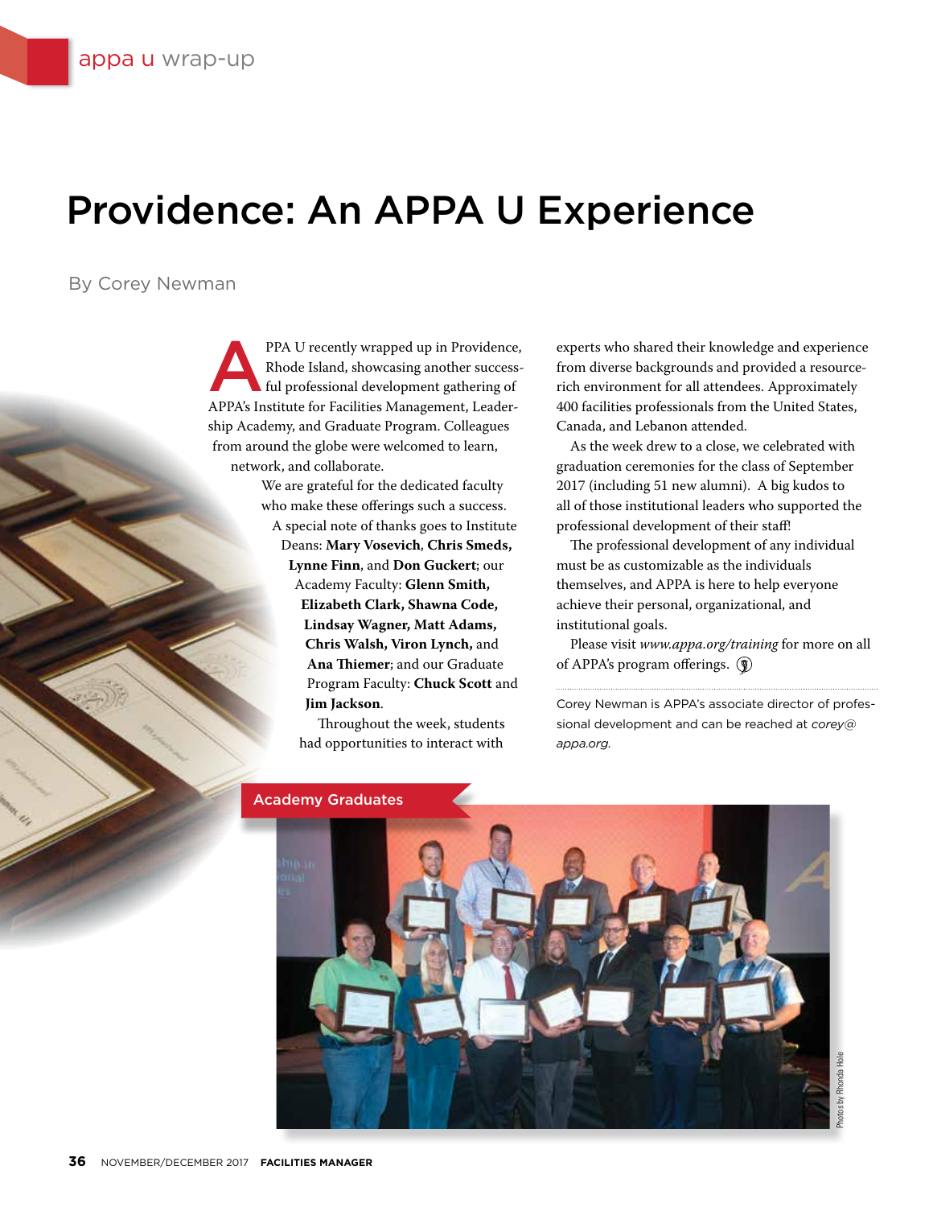appa u wrap-up

# Providence: An APPA U Experience

By Corey Newman

APPA U recently wrapped up in Providence, Rhode Island, showcasing another successful professional development gathering of APPA's Institute for Facilities Management, Leadership Academy, and Graduate Program. Colleagues from around the globe were welcomed to learn, network, and collaborate.

We are grateful for the dedicated faculty who make these offerings such a success. A special note of thanks goes to Institute Deans: **Mary Vosevich**, **Chris Smeds, Lynne Finn**, and **Don Guckert**; our Academy Faculty: **Glenn Smith, Elizabeth Clark, Shawna Code, Lindsay Wagner, Matt Adams, Chris Walsh, Viron Lynch,** and **Ana Thiemer**; and our Graduate Program Faculty: **Chuck Scott** and **Jim Jackson**.

Throughout the week, students had opportunities to interact with experts who shared their knowledge and experience from diverse backgrounds and provided a resource-rich environment for all attendees. Approximately 400 facilities professionals from the United States, Canada, and Lebanon attended.

As the week drew to a close, we celebrated with graduation ceremonies for the class of September 2017 (including 51 new alumni). A big kudos to all of those institutional leaders who supported the professional development of their staff!

The professional development of any individual must be as customizable as the individuals themselves, and APPA is here to help everyone achieve their personal, organizational, and institutional goals.

Please visit *www.appa.org/training* for more on all of APPA's program offerings.

Corey Newman is APPA's associate director of professional development and can be reached at *corey@appa.org.*

Academy Graduates

Photos by Rhonda Hole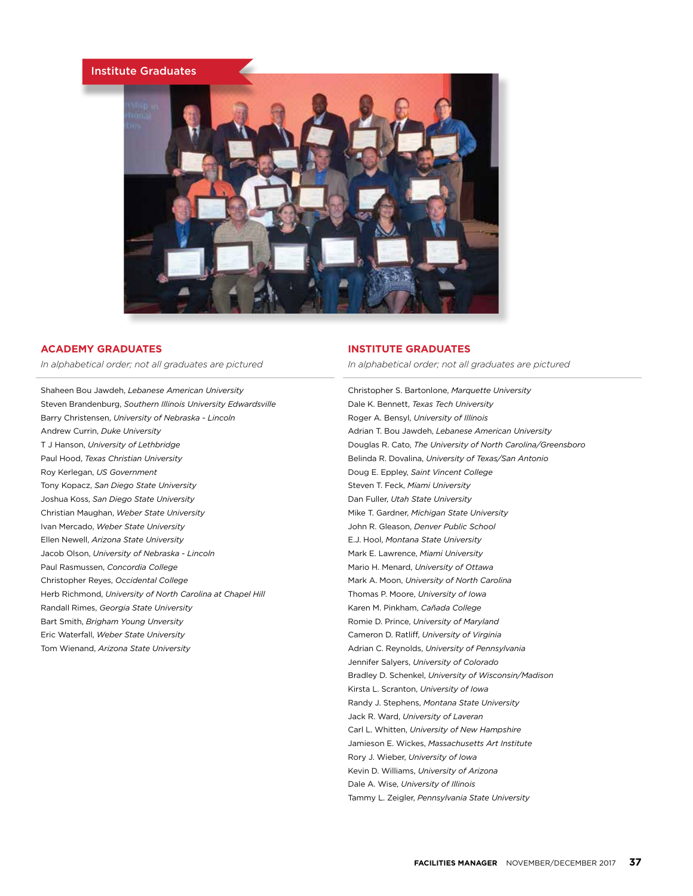Institute Graduates

## ACADEMY GRADUATES

*In alphabetical order; not all graduates are pictured*

Shaheen Bou Jawdeh, *Lebanese American University*
Steven Brandenburg, *Southern Illinois University Edwardsville*
Barry Christensen, *University of Nebraska - Lincoln*
Andrew Currin, *Duke University*
T J Hanson, *University of Lethbridge*
Paul Hood, *Texas Christian University*
Roy Kerlegan, *US Government*
Tony Kopacz, *San Diego State University*
Joshua Koss, *San Diego State University*
Christian Maughan, *Weber State University*
Ivan Mercado, *Weber State University*
Ellen Newell, *Arizona State University*
Jacob Olson, *University of Nebraska - Lincoln*
Paul Rasmussen, *Concordia College*
Christopher Reyes, *Occidental College*
Herb Richmond, *University of North Carolina at Chapel Hill*
Randall Rimes, *Georgia State University*
Bart Smith, *Brigham Young University*
Eric Waterfall, *Weber State University*
Tom Wienand, *Arizona State University*

## INSTITUTE GRADUATES

*In alphabetical order; not all graduates are pictured*

Christopher S. Bartonlone, *Marquette University*
Dale K. Bennett, *Texas Tech University*
Roger A. Bensyl, *University of Illinois*
Adrian T. Bou Jawdeh, *Lebanese American University*
Douglas R. Cato, *The University of North Carolina/Greensboro*
Belinda R. Dovalina, *University of Texas/San Antonio*
Doug E. Eppley, *Saint Vincent College*
Steven T. Feck, *Miami University*
Dan Fuller, *Utah State University*
Mike T. Gardner, *Michigan State University*
John R. Gleason, *Denver Public School*
E.J. Hool, *Montana State University*
Mark E. Lawrence, *Miami University*
Mario H. Menard, *University of Ottawa*
Mark A. Moon, *University of North Carolina*
Thomas P. Moore, *University of Iowa*
Karen M. Pinkham, *Cañada College*
Romie D. Prince, *University of Maryland*
Cameron D. Ratliff, *University of Virginia*
Adrian C. Reynolds, *University of Pennsylvania*
Jennifer Salyers, *University of Colorado*
Bradley D. Schenkel, *University of Wisconsin/Madison*
Kirsta L. Scranton, *University of Iowa*
Randy J. Stephens, *Montana State University*
Jack R. Ward, *University of Laveran*
Carl L. Whitten, *University of New Hampshire*
Jamieson E. Wickes, *Massachusetts Art Institute*
Rory J. Wieber, *University of Iowa*
Kevin D. Williams, *University of Arizona*
Dale A. Wise, *University of Illinois*
Tammy L. Zeigler, *Pennsylvania State University*